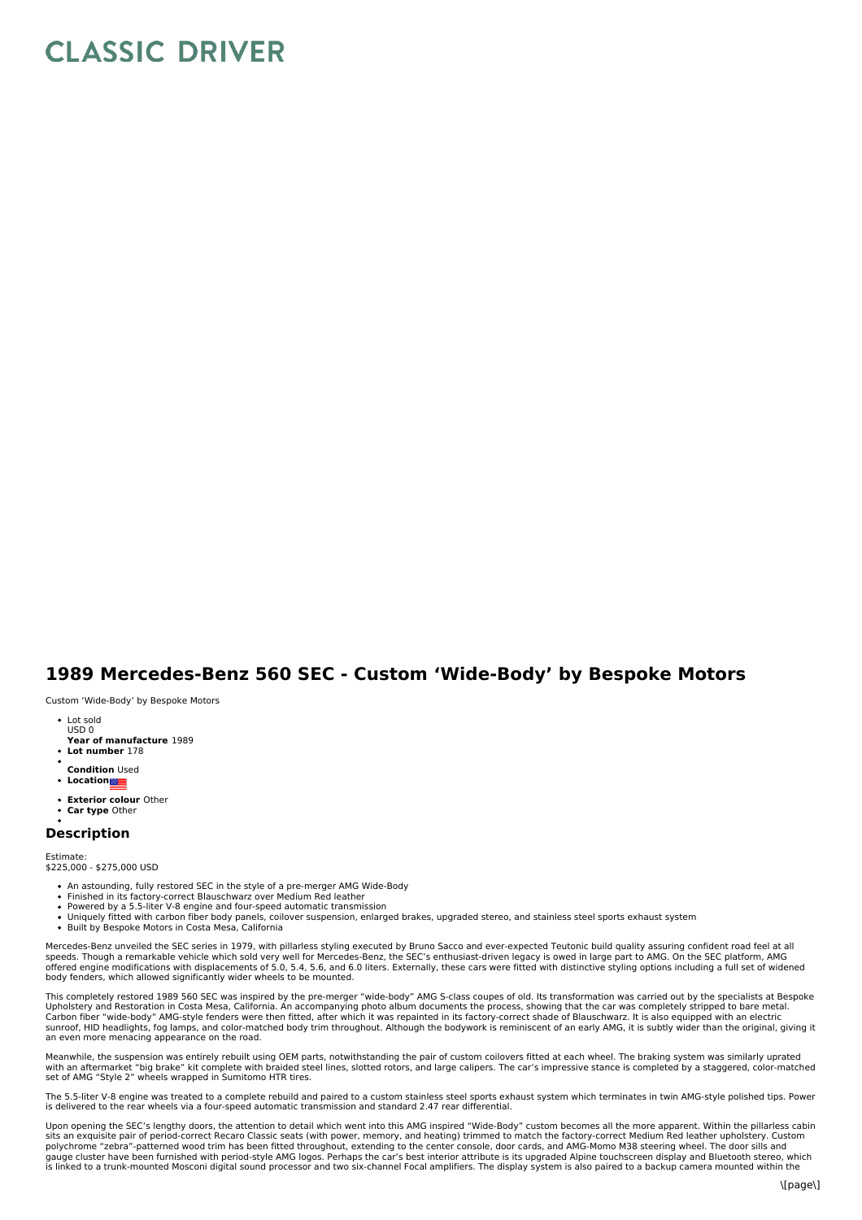# CLASSIC DRIVER

## 1989 Mercedes-Benz 560 SEC - Custom 'Wide-Body' by Bespoke Motors

Custom 'Wide-Body' by Bespoke Motors

- Lot sold
  USD 0
- **Year of manufacture** 1989
- **Lot number** 178
- 
- **Condition** Used
- **Location**
- 
- **Exterior colour** Other
- **Car type** Other
- 

## Description

Estimate:
$225,000 - $275,000 USD

- An astounding, fully restored SEC in the style of a pre-merger AMG Wide-Body
- Finished in its factory-correct Blauschwarz over Medium Red leather
- Powered by a 5.5-liter V-8 engine and four-speed automatic transmission
- Uniquely fitted with carbon fiber body panels, coilover suspension, enlarged brakes, upgraded stereo, and stainless steel sports exhaust system
- Built by Bespoke Motors in Costa Mesa, California

Mercedes-Benz unveiled the SEC series in 1979, with pillarless styling executed by Bruno Sacco and ever-expected Teutonic build quality assuring confident road feel at all speeds. Though a remarkable vehicle which sold very well for Mercedes-Benz, the SEC's enthusiast-driven legacy is owed in large part to AMG. On the SEC platform, AMG offered engine modifications with displacements of 5.0, 5.4, 5.6, and 6.0 liters. Externally, these cars were fitted with distinctive styling options including a full set of widened body fenders, which allowed significantly wider wheels to be mounted.

This completely restored 1989 560 SEC was inspired by the pre-merger "wide-body" AMG S-class coupes of old. Its transformation was carried out by the specialists at Bespoke Upholstery and Restoration in Costa Mesa, California. An accompanying photo album documents the process, showing that the car was completely stripped to bare metal. Carbon fiber "wide-body" AMG-style fenders were then fitted, after which it was repainted in its factory-correct shade of Blauschwarz. It is also equipped with an electric sunroof, HID headlights, fog lamps, and color-matched body trim throughout. Although the bodywork is reminiscent of an early AMG, it is subtly wider than the original, giving it an even more menacing appearance on the road.

Meanwhile, the suspension was entirely rebuilt using OEM parts, notwithstanding the pair of custom coilovers fitted at each wheel. The braking system was similarly uprated with an aftermarket "big brake" kit complete with braided steel lines, slotted rotors, and large calipers. The car's impressive stance is completed by a staggered, color-matched set of AMG "Style 2" wheels wrapped in Sumitomo HTR tires.

The 5.5-liter V-8 engine was treated to a complete rebuild and paired to a custom stainless steel sports exhaust system which terminates in twin AMG-style polished tips. Power is delivered to the rear wheels via a four-speed automatic transmission and standard 2.47 rear differential.

Upon opening the SEC's lengthy doors, the attention to detail which went into this AMG inspired "Wide-Body" custom becomes all the more apparent. Within the pillarless cabin sits an exquisite pair of period-correct Recaro Classic seats (with power, memory, and heating) trimmed to match the factory-correct Medium Red leather upholstery. Custom polychrome "zebra"-patterned wood trim has been fitted throughout, extending to the center console, door cards, and AMG-Momo M38 steering wheel. The door sills and gauge cluster have been furnished with period-style AMG logos. Perhaps the car's best interior attribute is its upgraded Alpine touchscreen display and Bluetooth stereo, which is linked to a trunk-mounted Mosconi digital sound processor and two six-channel Focal amplifiers. The display system is also paired to a backup camera mounted within the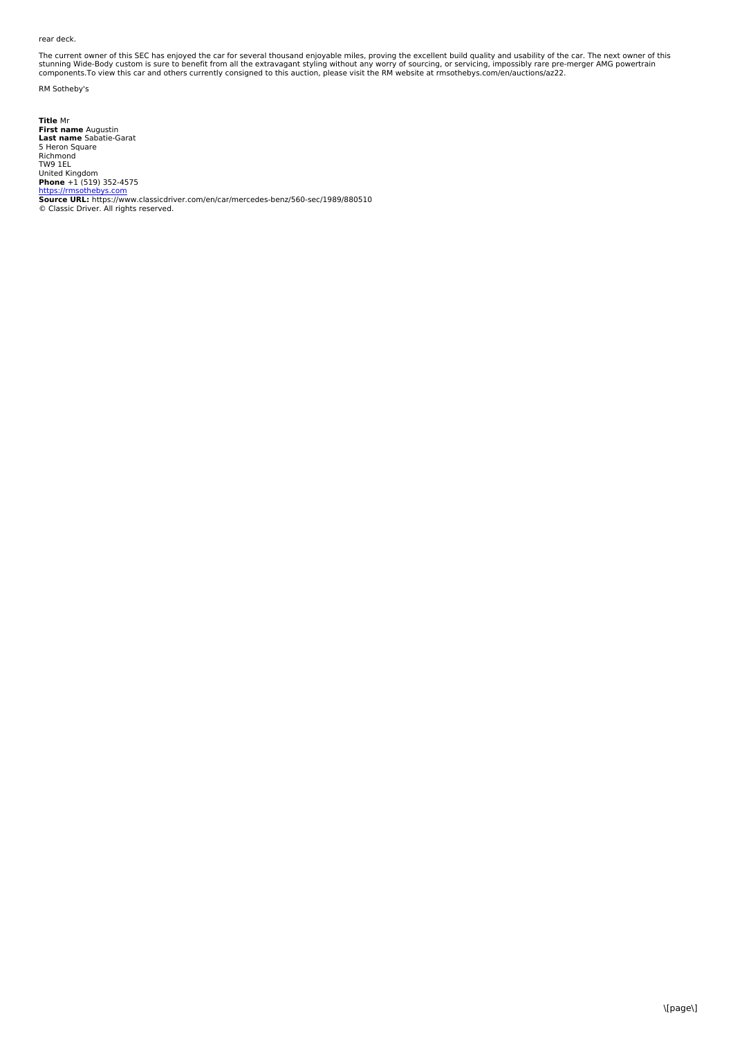rear deck.

The current owner of this SEC has enjoyed the car for several thousand enjoyable miles, proving the excellent build quality and usability of the car. The next owner of this stunning Wide-Body custom is sure to benefit from all the extravagant styling without any worry of sourcing, or servicing, impossibly rare pre-merger AMG powertrain components.To view this car and others currently consigned to this auction, please visit the RM website at rmsothebys.com/en/auctions/az22.

RM Sotheby's

**Title** Mr
**First name** Augustin
**Last name** Sabatie-Garat
5 Heron Square
Richmond
TW9 1EL
United Kingdom
**Phone** +1 (519) 352-4575
[https://rmsothebys.com](https://rmsothebys.com)
**Source URL:** https://www.classicdriver.com/en/car/mercedes-benz/560-sec/1989/880510
© Classic Driver. All rights reserved.